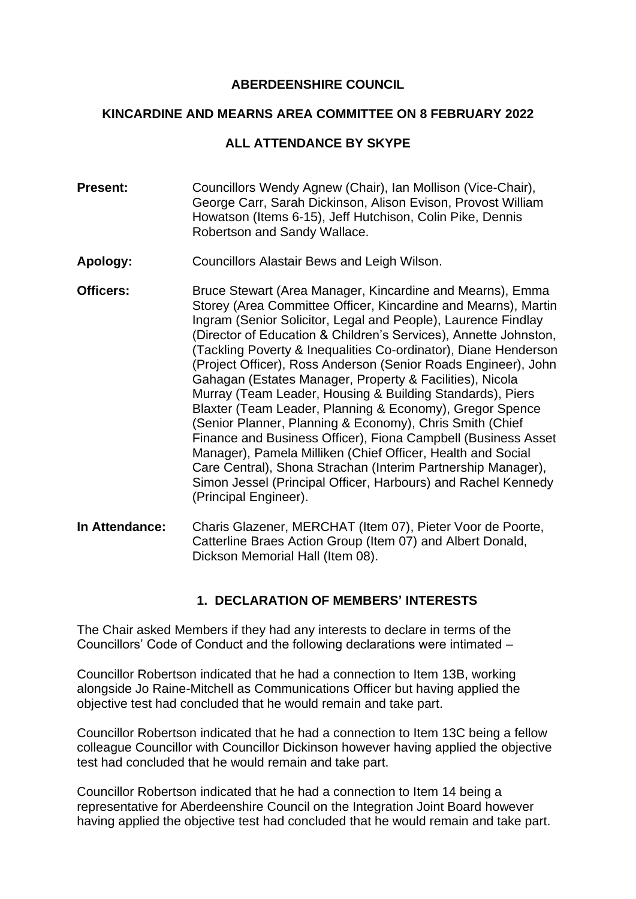# ABERDEENSHIRE COUNCIL

## KINCARDINE AND MEARNS AREA COMMITTEE ON 8 FEBRUARY 2022

## ALL ATTENDANCE BY SKYPE

**Present:** Councillors Wendy Agnew (Chair), Ian Mollison (Vice-Chair), George Carr, Sarah Dickinson, Alison Evison, Provost William Howatson (Items 6-15), Jeff Hutchison, Colin Pike, Dennis Robertson and Sandy Wallace.

**Apology:** Councillors Alastair Bews and Leigh Wilson.

**Officers:** Bruce Stewart (Area Manager, Kincardine and Mearns), Emma Storey (Area Committee Officer, Kincardine and Mearns), Martin Ingram (Senior Solicitor, Legal and People), Laurence Findlay (Director of Education & Children's Services), Annette Johnston, (Tackling Poverty & Inequalities Co-ordinator), Diane Henderson (Project Officer), Ross Anderson (Senior Roads Engineer), John Gahagan (Estates Manager, Property & Facilities), Nicola Murray (Team Leader, Housing & Building Standards), Piers Blaxter (Team Leader, Planning & Economy), Gregor Spence (Senior Planner, Planning & Economy), Chris Smith (Chief Finance and Business Officer), Fiona Campbell (Business Asset Manager), Pamela Milliken (Chief Officer, Health and Social Care Central), Shona Strachan (Interim Partnership Manager), Simon Jessel (Principal Officer, Harbours) and Rachel Kennedy (Principal Engineer).

**In Attendance:** Charis Glazener, MERCHAT (Item 07), Pieter Voor de Poorte, Catterline Braes Action Group (Item 07) and Albert Donald, Dickson Memorial Hall (Item 08).

### 1. DECLARATION OF MEMBERS' INTERESTS

The Chair asked Members if they had any interests to declare in terms of the Councillors' Code of Conduct and the following declarations were intimated –

Councillor Robertson indicated that he had a connection to Item 13B, working alongside Jo Raine-Mitchell as Communications Officer but having applied the objective test had concluded that he would remain and take part.

Councillor Robertson indicated that he had a connection to Item 13C being a fellow colleague Councillor with Councillor Dickinson however having applied the objective test had concluded that he would remain and take part.

Councillor Robertson indicated that he had a connection to Item 14 being a representative for Aberdeenshire Council on the Integration Joint Board however having applied the objective test had concluded that he would remain and take part.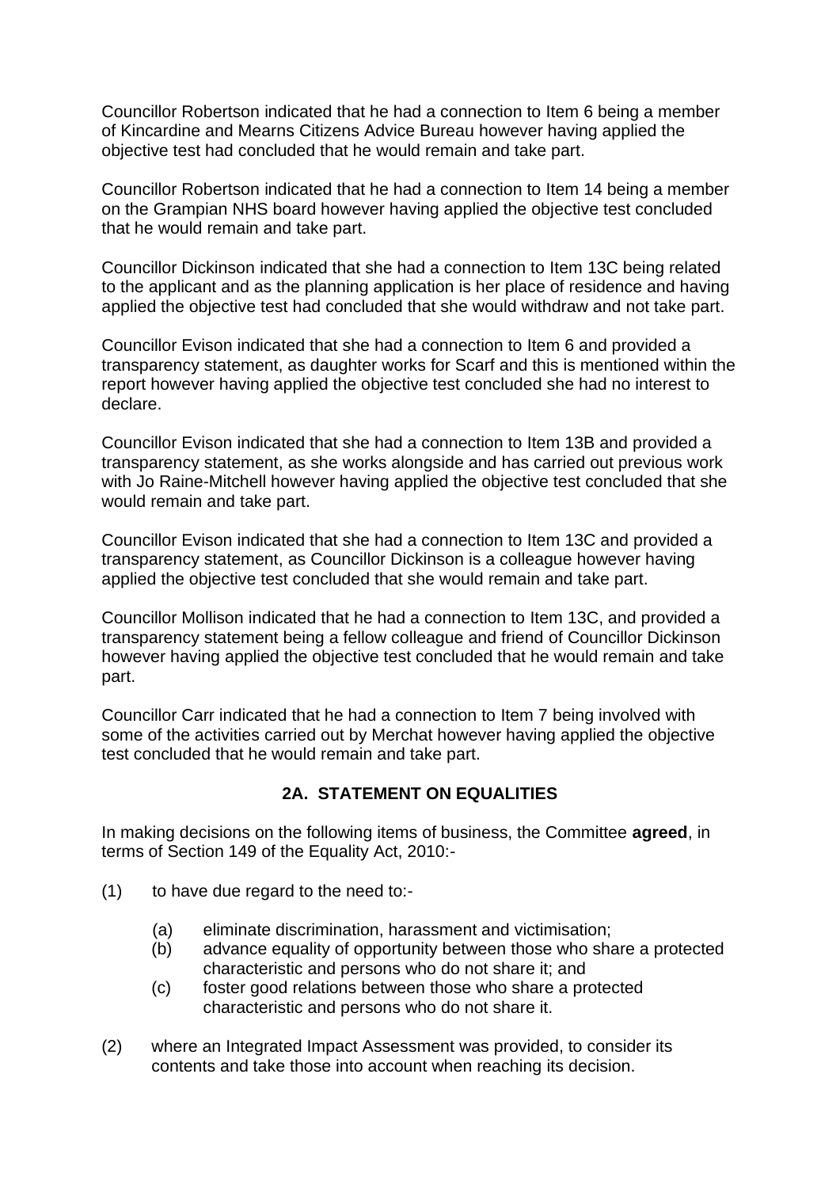Councillor Robertson indicated that he had a connection to Item 6 being a member of Kincardine and Mearns Citizens Advice Bureau however having applied the objective test had concluded that he would remain and take part.

Councillor Robertson indicated that he had a connection to Item 14 being a member on the Grampian NHS board however having applied the objective test concluded that he would remain and take part.

Councillor Dickinson indicated that she had a connection to Item 13C being related to the applicant and as the planning application is her place of residence and having applied the objective test had concluded that she would withdraw and not take part.

Councillor Evison indicated that she had a connection to Item 6 and provided a transparency statement, as daughter works for Scarf and this is mentioned within the report however having applied the objective test concluded she had no interest to declare.

Councillor Evison indicated that she had a connection to Item 13B and provided a transparency statement, as she works alongside and has carried out previous work with Jo Raine-Mitchell however having applied the objective test concluded that she would remain and take part.

Councillor Evison indicated that she had a connection to Item 13C and provided a transparency statement, as Councillor Dickinson is a colleague however having applied the objective test concluded that she would remain and take part.

Councillor Mollison indicated that he had a connection to Item 13C, and provided a transparency statement being a fellow colleague and friend of Councillor Dickinson however having applied the objective test concluded that he would remain and take part.

Councillor Carr indicated that he had a connection to Item 7 being involved with some of the activities carried out by Merchat however having applied the objective test concluded that he would remain and take part.

## 2A. STATEMENT ON EQUALITIES

In making decisions on the following items of business, the Committee **agreed**, in terms of Section 149 of the Equality Act, 2010:-

(1) to have due regard to the need to:-

   (a) eliminate discrimination, harassment and victimisation;
   (b) advance equality of opportunity between those who share a protected characteristic and persons who do not share it; and
   (c) foster good relations between those who share a protected characteristic and persons who do not share it.

(2) where an Integrated Impact Assessment was provided, to consider its contents and take those into account when reaching its decision.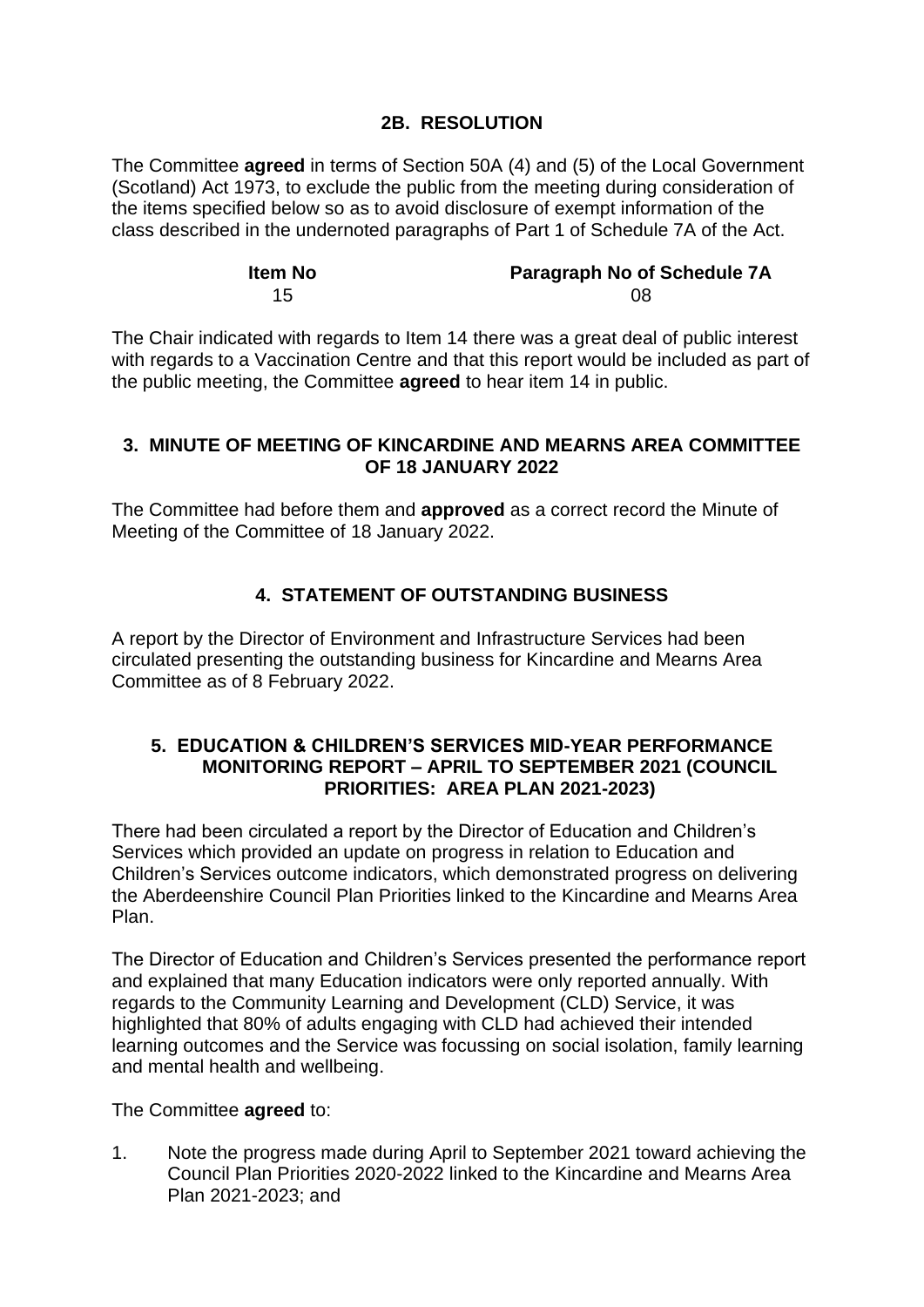## 2B. RESOLUTION

The Committee **agreed** in terms of Section 50A (4) and (5) of the Local Government (Scotland) Act 1973, to exclude the public from the meeting during consideration of the items specified below so as to avoid disclosure of exempt information of the class described in the undernoted paragraphs of Part 1 of Schedule 7A of the Act.

| Item No | Paragraph No of Schedule 7A |
|---|---|
| 15 | 08 |

The Chair indicated with regards to Item 14 there was a great deal of public interest with regards to a Vaccination Centre and that this report would be included as part of the public meeting, the Committee **agreed** to hear item 14 in public.

## 3. MINUTE OF MEETING OF KINCARDINE AND MEARNS AREA COMMITTEE OF 18 JANUARY 2022

The Committee had before them and **approved** as a correct record the Minute of Meeting of the Committee of 18 January 2022.

## 4. STATEMENT OF OUTSTANDING BUSINESS

A report by the Director of Environment and Infrastructure Services had been circulated presenting the outstanding business for Kincardine and Mearns Area Committee as of 8 February 2022.

## 5. EDUCATION & CHILDREN'S SERVICES MID-YEAR PERFORMANCE MONITORING REPORT – APRIL TO SEPTEMBER 2021 (COUNCIL PRIORITIES: AREA PLAN 2021-2023)

There had been circulated a report by the Director of Education and Children's Services which provided an update on progress in relation to Education and Children's Services outcome indicators, which demonstrated progress on delivering the Aberdeenshire Council Plan Priorities linked to the Kincardine and Mearns Area Plan.

The Director of Education and Children's Services presented the performance report and explained that many Education indicators were only reported annually. With regards to the Community Learning and Development (CLD) Service, it was highlighted that 80% of adults engaging with CLD had achieved their intended learning outcomes and the Service was focussing on social isolation, family learning and mental health and wellbeing.

The Committee **agreed** to:

1. Note the progress made during April to September 2021 toward achieving the Council Plan Priorities 2020-2022 linked to the Kincardine and Mearns Area Plan 2021-2023; and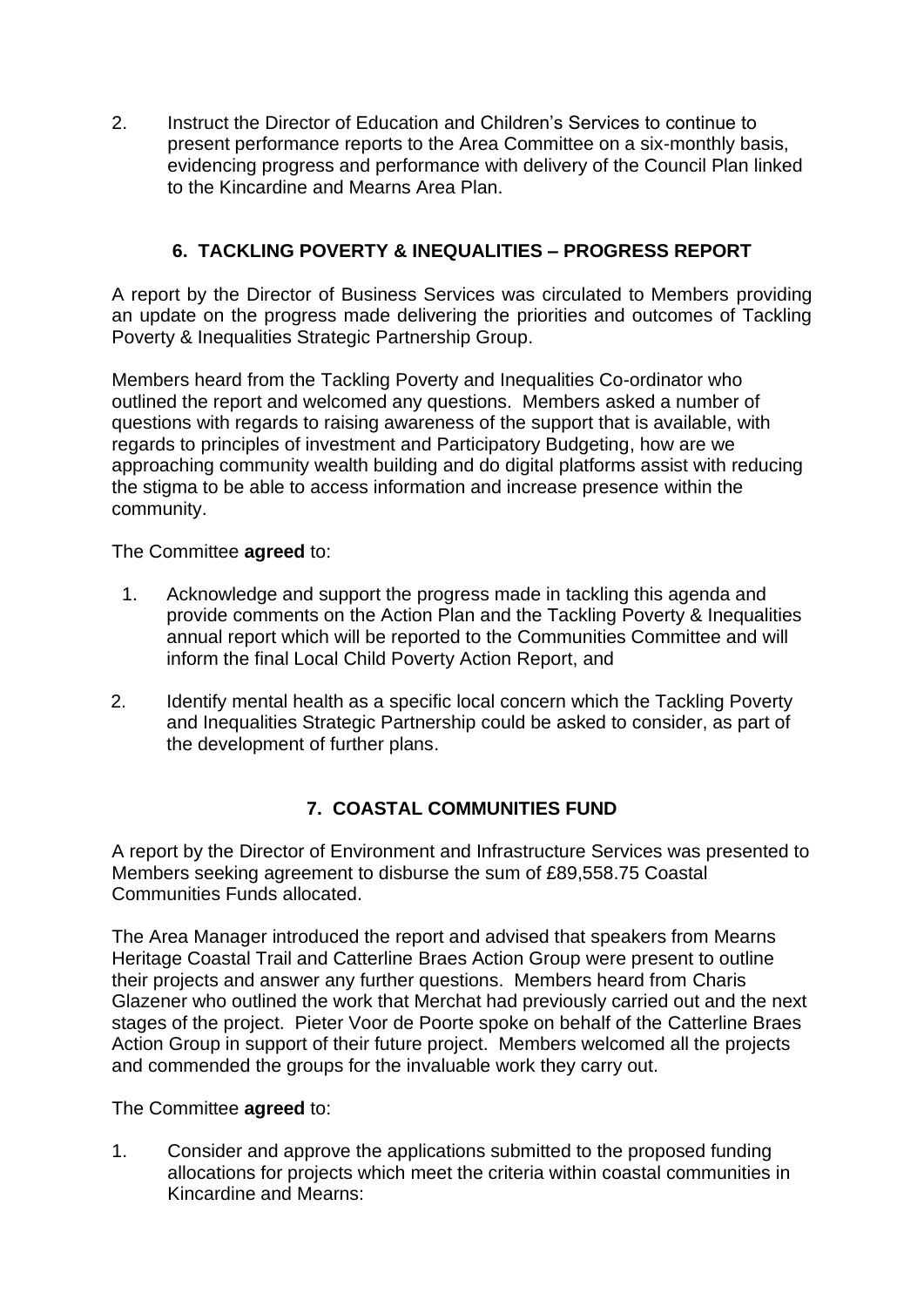2. Instruct the Director of Education and Children's Services to continue to present performance reports to the Area Committee on a six-monthly basis, evidencing progress and performance with delivery of the Council Plan linked to the Kincardine and Mearns Area Plan.

## 6. TACKLING POVERTY & INEQUALITIES – PROGRESS REPORT

A report by the Director of Business Services was circulated to Members providing an update on the progress made delivering the priorities and outcomes of Tackling Poverty & Inequalities Strategic Partnership Group.

Members heard from the Tackling Poverty and Inequalities Co-ordinator who outlined the report and welcomed any questions. Members asked a number of questions with regards to raising awareness of the support that is available, with regards to principles of investment and Participatory Budgeting, how are we approaching community wealth building and do digital platforms assist with reducing the stigma to be able to access information and increase presence within the community.

The Committee **agreed** to:

1. Acknowledge and support the progress made in tackling this agenda and provide comments on the Action Plan and the Tackling Poverty & Inequalities annual report which will be reported to the Communities Committee and will inform the final Local Child Poverty Action Report, and
2. Identify mental health as a specific local concern which the Tackling Poverty and Inequalities Strategic Partnership could be asked to consider, as part of the development of further plans.

## 7. COASTAL COMMUNITIES FUND

A report by the Director of Environment and Infrastructure Services was presented to Members seeking agreement to disburse the sum of £89,558.75 Coastal Communities Funds allocated.

The Area Manager introduced the report and advised that speakers from Mearns Heritage Coastal Trail and Catterline Braes Action Group were present to outline their projects and answer any further questions. Members heard from Charis Glazener who outlined the work that Merchat had previously carried out and the next stages of the project. Pieter Voor de Poorte spoke on behalf of the Catterline Braes Action Group in support of their future project. Members welcomed all the projects and commended the groups for the invaluable work they carry out.

The Committee **agreed** to:

1. Consider and approve the applications submitted to the proposed funding allocations for projects which meet the criteria within coastal communities in Kincardine and Mearns: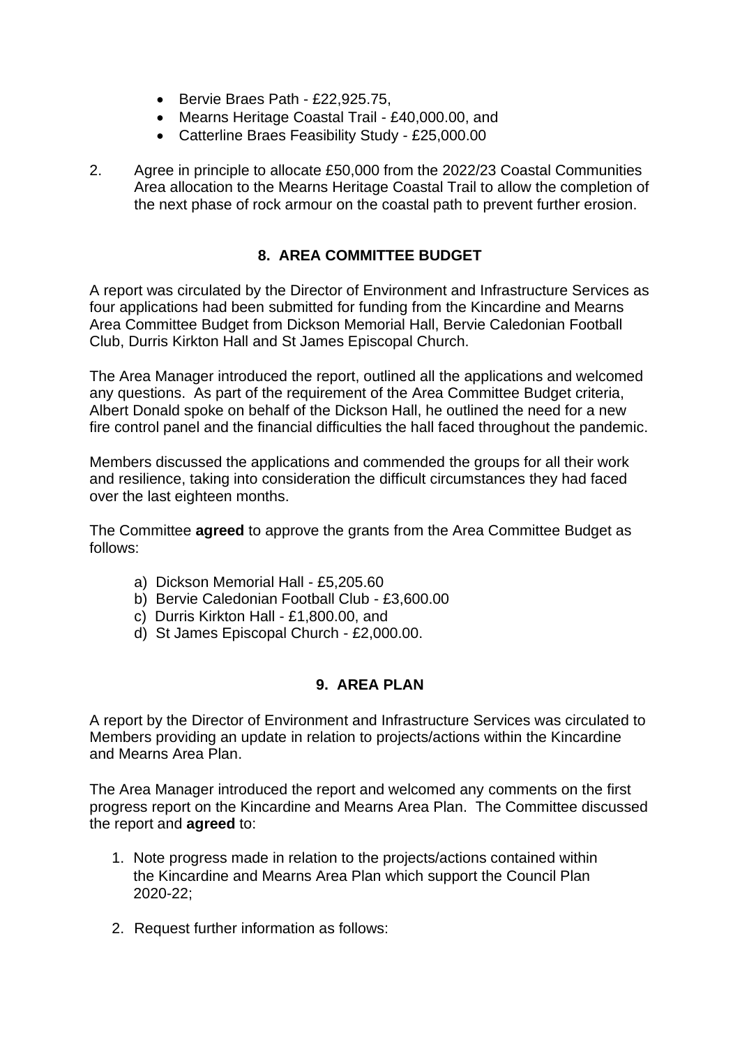- Bervie Braes Path - £22,925.75,
- Mearns Heritage Coastal Trail - £40,000.00, and
- Catterline Braes Feasibility Study - £25,000.00

2. Agree in principle to allocate £50,000 from the 2022/23 Coastal Communities Area allocation to the Mearns Heritage Coastal Trail to allow the completion of the next phase of rock armour on the coastal path to prevent further erosion.

## 8. AREA COMMITTEE BUDGET

A report was circulated by the Director of Environment and Infrastructure Services as four applications had been submitted for funding from the Kincardine and Mearns Area Committee Budget from Dickson Memorial Hall, Bervie Caledonian Football Club, Durris Kirkton Hall and St James Episcopal Church.

The Area Manager introduced the report, outlined all the applications and welcomed any questions. As part of the requirement of the Area Committee Budget criteria, Albert Donald spoke on behalf of the Dickson Hall, he outlined the need for a new fire control panel and the financial difficulties the hall faced throughout the pandemic.

Members discussed the applications and commended the groups for all their work and resilience, taking into consideration the difficult circumstances they had faced over the last eighteen months.

The Committee **agreed** to approve the grants from the Area Committee Budget as follows:

a) Dickson Memorial Hall - £5,205.60
b) Bervie Caledonian Football Club - £3,600.00
c) Durris Kirkton Hall - £1,800.00, and
d) St James Episcopal Church - £2,000.00.

## 9. AREA PLAN

A report by the Director of Environment and Infrastructure Services was circulated to Members providing an update in relation to projects/actions within the Kincardine and Mearns Area Plan.

The Area Manager introduced the report and welcomed any comments on the first progress report on the Kincardine and Mearns Area Plan. The Committee discussed the report and **agreed** to:

1. Note progress made in relation to the projects/actions contained within the Kincardine and Mearns Area Plan which support the Council Plan 2020-22;

2. Request further information as follows: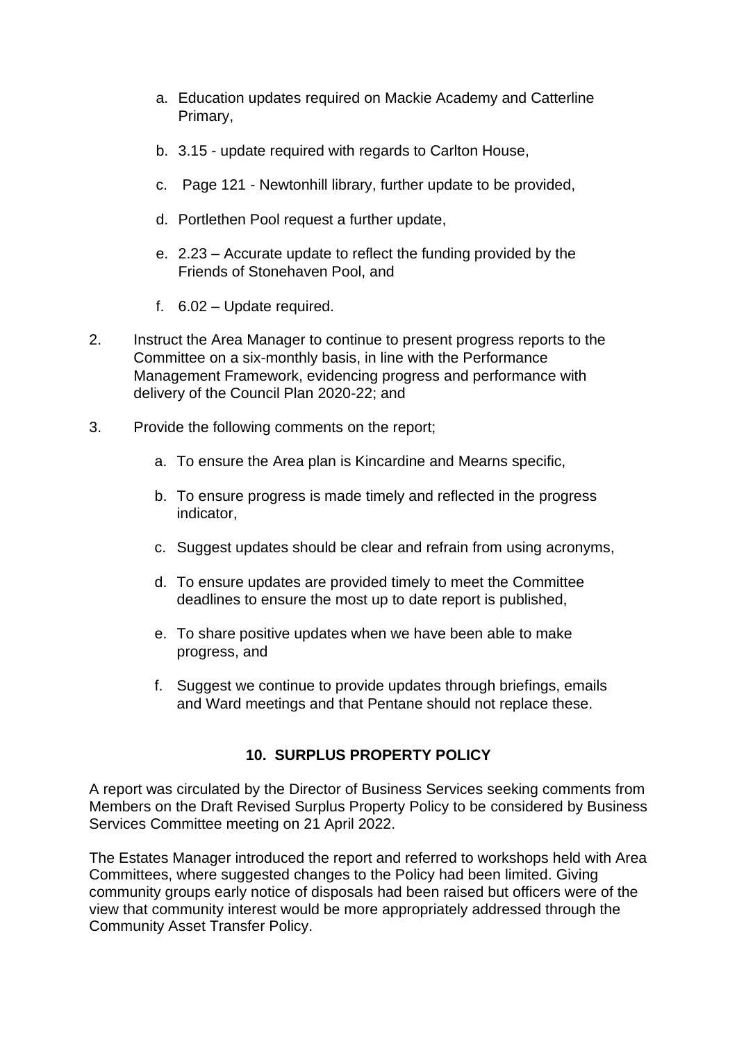a. Education updates required on Mackie Academy and Catterline Primary,

   b. 3.15 - update required with regards to Carlton House,

   c. Page 121 - Newtonhill library, further update to be provided,

   d. Portlethen Pool request a further update,

   e. 2.23 – Accurate update to reflect the funding provided by the Friends of Stonehaven Pool, and

   f. 6.02 – Update required.

2. Instruct the Area Manager to continue to present progress reports to the Committee on a six-monthly basis, in line with the Performance Management Framework, evidencing progress and performance with delivery of the Council Plan 2020-22; and

3. Provide the following comments on the report;

   a. To ensure the Area plan is Kincardine and Mearns specific,

   b. To ensure progress is made timely and reflected in the progress indicator,

   c. Suggest updates should be clear and refrain from using acronyms,

   d. To ensure updates are provided timely to meet the Committee deadlines to ensure the most up to date report is published,

   e. To share positive updates when we have been able to make progress, and

   f. Suggest we continue to provide updates through briefings, emails and Ward meetings and that Pentane should not replace these.

## 10. SURPLUS PROPERTY POLICY

A report was circulated by the Director of Business Services seeking comments from Members on the Draft Revised Surplus Property Policy to be considered by Business Services Committee meeting on 21 April 2022.

The Estates Manager introduced the report and referred to workshops held with Area Committees, where suggested changes to the Policy had been limited. Giving community groups early notice of disposals had been raised but officers were of the view that community interest would be more appropriately addressed through the Community Asset Transfer Policy.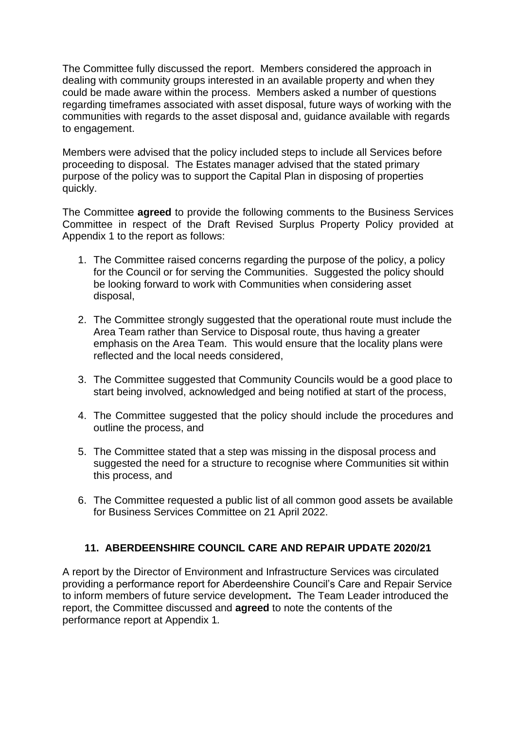The Committee fully discussed the report. Members considered the approach in dealing with community groups interested in an available property and when they could be made aware within the process. Members asked a number of questions regarding timeframes associated with asset disposal, future ways of working with the communities with regards to the asset disposal and, guidance available with regards to engagement.

Members were advised that the policy included steps to include all Services before proceeding to disposal. The Estates manager advised that the stated primary purpose of the policy was to support the Capital Plan in disposing of properties quickly.

The Committee **agreed** to provide the following comments to the Business Services Committee in respect of the Draft Revised Surplus Property Policy provided at Appendix 1 to the report as follows:

1. The Committee raised concerns regarding the purpose of the policy, a policy for the Council or for serving the Communities. Suggested the policy should be looking forward to work with Communities when considering asset disposal,

2. The Committee strongly suggested that the operational route must include the Area Team rather than Service to Disposal route, thus having a greater emphasis on the Area Team. This would ensure that the locality plans were reflected and the local needs considered,

3. The Committee suggested that Community Councils would be a good place to start being involved, acknowledged and being notified at start of the process,

4. The Committee suggested that the policy should include the procedures and outline the process, and

5. The Committee stated that a step was missing in the disposal process and suggested the need for a structure to recognise where Communities sit within this process, and

6. The Committee requested a public list of all common good assets be available for Business Services Committee on 21 April 2022.

## 11. ABERDEENSHIRE COUNCIL CARE AND REPAIR UPDATE 2020/21

A report by the Director of Environment and Infrastructure Services was circulated providing a performance report for Aberdeenshire Council's Care and Repair Service to inform members of future service development**.** The Team Leader introduced the report, the Committee discussed and **agreed** to note the contents of the performance report at Appendix 1*.*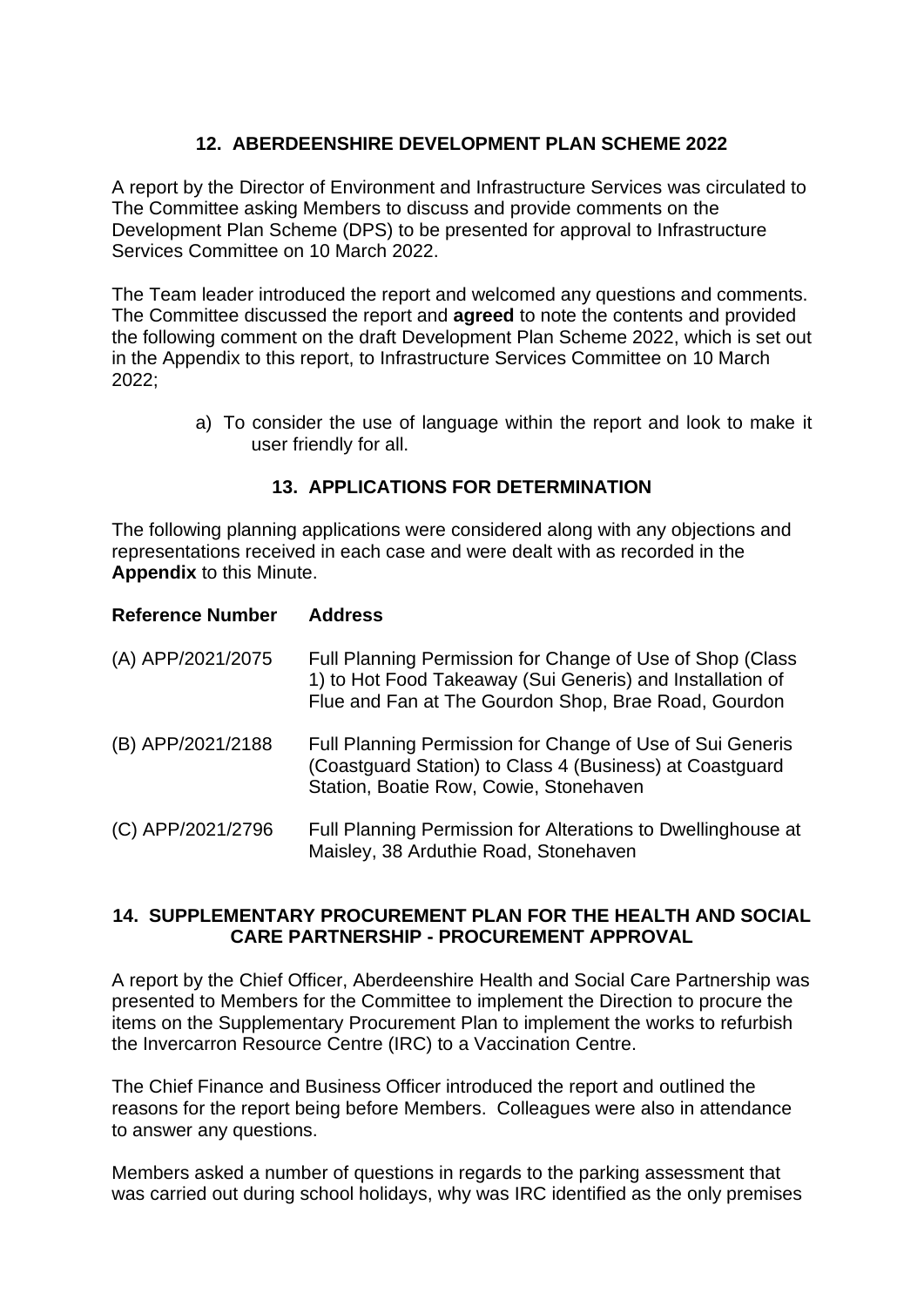## 12. ABERDEENSHIRE DEVELOPMENT PLAN SCHEME 2022

A report by the Director of Environment and Infrastructure Services was circulated to The Committee asking Members to discuss and provide comments on the Development Plan Scheme (DPS) to be presented for approval to Infrastructure Services Committee on 10 March 2022.

The Team leader introduced the report and welcomed any questions and comments. The Committee discussed the report and **agreed** to note the contents and provided the following comment on the draft Development Plan Scheme 2022, which is set out in the Appendix to this report, to Infrastructure Services Committee on 10 March 2022;

a) To consider the use of language within the report and look to make it user friendly for all.

## 13. APPLICATIONS FOR DETERMINATION

The following planning applications were considered along with any objections and representations received in each case and were dealt with as recorded in the **Appendix** to this Minute.

| **Reference Number** | **Address** |
|---|---|
| (A) APP/2021/2075 | Full Planning Permission for Change of Use of Shop (Class 1) to Hot Food Takeaway (Sui Generis) and Installation of Flue and Fan at The Gourdon Shop, Brae Road, Gourdon |
| (B) APP/2021/2188 | Full Planning Permission for Change of Use of Sui Generis (Coastguard Station) to Class 4 (Business) at Coastguard Station, Boatie Row, Cowie, Stonehaven |
| (C) APP/2021/2796 | Full Planning Permission for Alterations to Dwellinghouse at Maisley, 38 Arduthie Road, Stonehaven |

## 14. SUPPLEMENTARY PROCUREMENT PLAN FOR THE HEALTH AND SOCIAL CARE PARTNERSHIP - PROCUREMENT APPROVAL

A report by the Chief Officer, Aberdeenshire Health and Social Care Partnership was presented to Members for the Committee to implement the Direction to procure the items on the Supplementary Procurement Plan to implement the works to refurbish the Invercarron Resource Centre (IRC) to a Vaccination Centre.

The Chief Finance and Business Officer introduced the report and outlined the reasons for the report being before Members. Colleagues were also in attendance to answer any questions.

Members asked a number of questions in regards to the parking assessment that was carried out during school holidays, why was IRC identified as the only premises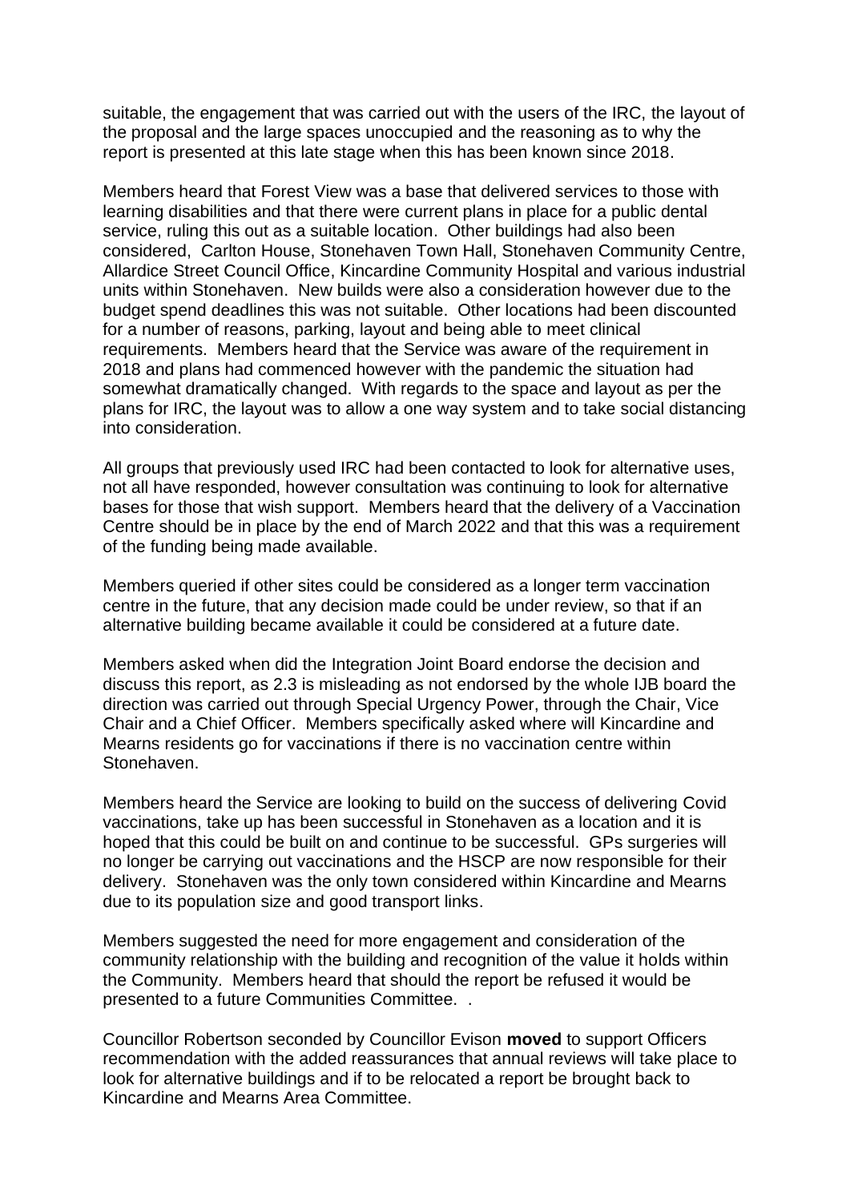suitable, the engagement that was carried out with the users of the IRC, the layout of the proposal and the large spaces unoccupied and the reasoning as to why the report is presented at this late stage when this has been known since 2018.

Members heard that Forest View was a base that delivered services to those with learning disabilities and that there were current plans in place for a public dental service, ruling this out as a suitable location. Other buildings had also been considered, Carlton House, Stonehaven Town Hall, Stonehaven Community Centre, Allardice Street Council Office, Kincardine Community Hospital and various industrial units within Stonehaven. New builds were also a consideration however due to the budget spend deadlines this was not suitable. Other locations had been discounted for a number of reasons, parking, layout and being able to meet clinical requirements. Members heard that the Service was aware of the requirement in 2018 and plans had commenced however with the pandemic the situation had somewhat dramatically changed. With regards to the space and layout as per the plans for IRC, the layout was to allow a one way system and to take social distancing into consideration.

All groups that previously used IRC had been contacted to look for alternative uses, not all have responded, however consultation was continuing to look for alternative bases for those that wish support. Members heard that the delivery of a Vaccination Centre should be in place by the end of March 2022 and that this was a requirement of the funding being made available.

Members queried if other sites could be considered as a longer term vaccination centre in the future, that any decision made could be under review, so that if an alternative building became available it could be considered at a future date.

Members asked when did the Integration Joint Board endorse the decision and discuss this report, as 2.3 is misleading as not endorsed by the whole IJB board the direction was carried out through Special Urgency Power, through the Chair, Vice Chair and a Chief Officer. Members specifically asked where will Kincardine and Mearns residents go for vaccinations if there is no vaccination centre within Stonehaven.

Members heard the Service are looking to build on the success of delivering Covid vaccinations, take up has been successful in Stonehaven as a location and it is hoped that this could be built on and continue to be successful. GPs surgeries will no longer be carrying out vaccinations and the HSCP are now responsible for their delivery. Stonehaven was the only town considered within Kincardine and Mearns due to its population size and good transport links.

Members suggested the need for more engagement and consideration of the community relationship with the building and recognition of the value it holds within the Community. Members heard that should the report be refused it would be presented to a future Communities Committee. .

Councillor Robertson seconded by Councillor Evison **moved** to support Officers recommendation with the added reassurances that annual reviews will take place to look for alternative buildings and if to be relocated a report be brought back to Kincardine and Mearns Area Committee.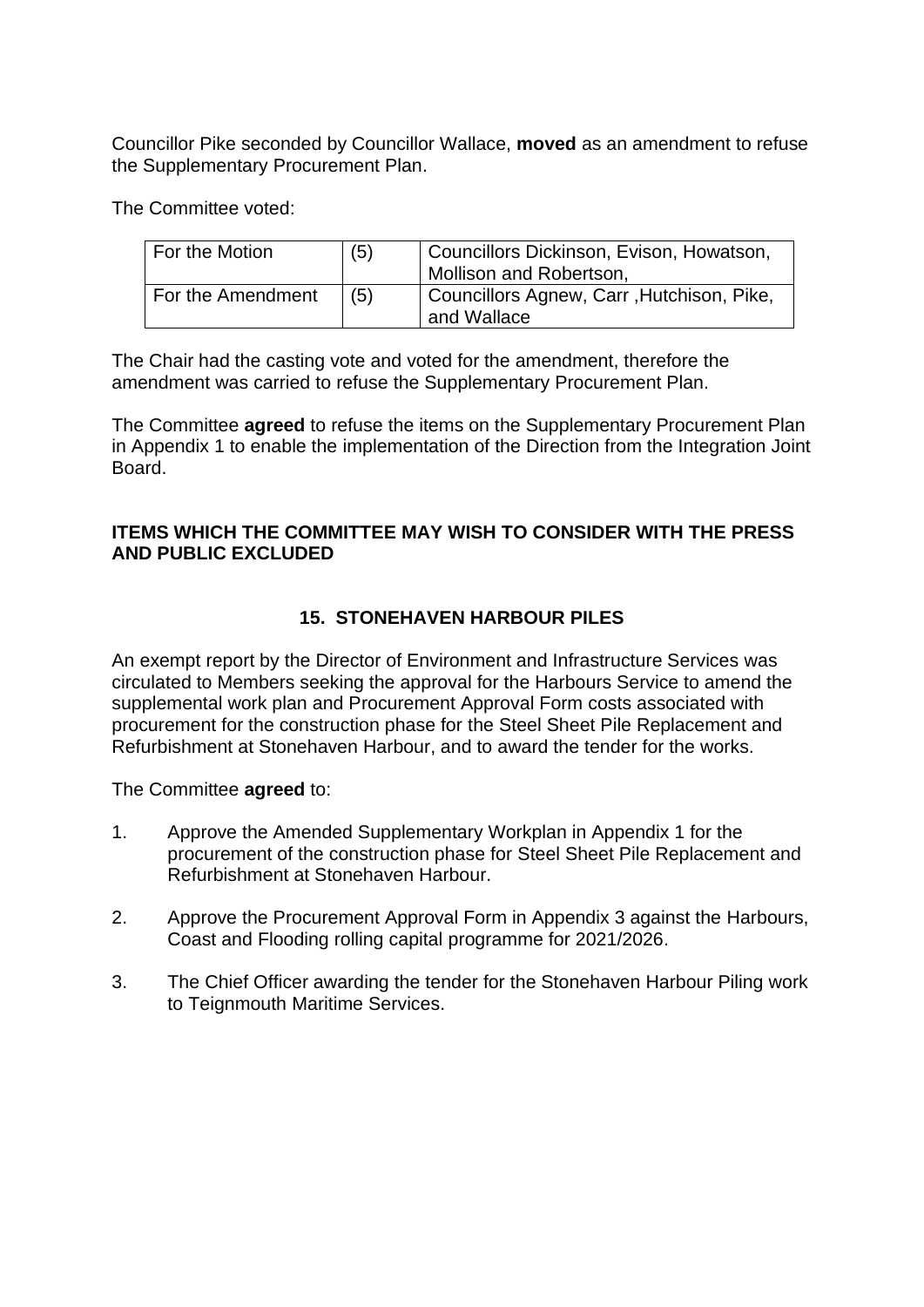Councillor Pike seconded by Councillor Wallace, **moved** as an amendment to refuse the Supplementary Procurement Plan.

The Committee voted:

| For the Motion | (5) | Councillors Dickinson, Evison, Howatson, Mollison and Robertson, |
|---|---|---|
| For the Amendment | (5) | Councillors Agnew, Carr ,Hutchison, Pike, and Wallace |

The Chair had the casting vote and voted for the amendment, therefore the amendment was carried to refuse the Supplementary Procurement Plan.

The Committee **agreed** to refuse the items on the Supplementary Procurement Plan in Appendix 1 to enable the implementation of the Direction from the Integration Joint Board.

## ITEMS WHICH THE COMMITTEE MAY WISH TO CONSIDER WITH THE PRESS AND PUBLIC EXCLUDED

### 15. STONEHAVEN HARBOUR PILES

An exempt report by the Director of Environment and Infrastructure Services was circulated to Members seeking the approval for the Harbours Service to amend the supplemental work plan and Procurement Approval Form costs associated with procurement for the construction phase for the Steel Sheet Pile Replacement and Refurbishment at Stonehaven Harbour, and to award the tender for the works.

The Committee **agreed** to:

1. Approve the Amended Supplementary Workplan in Appendix 1 for the procurement of the construction phase for Steel Sheet Pile Replacement and Refurbishment at Stonehaven Harbour.
2. Approve the Procurement Approval Form in Appendix 3 against the Harbours, Coast and Flooding rolling capital programme for 2021/2026.
3. The Chief Officer awarding the tender for the Stonehaven Harbour Piling work to Teignmouth Maritime Services.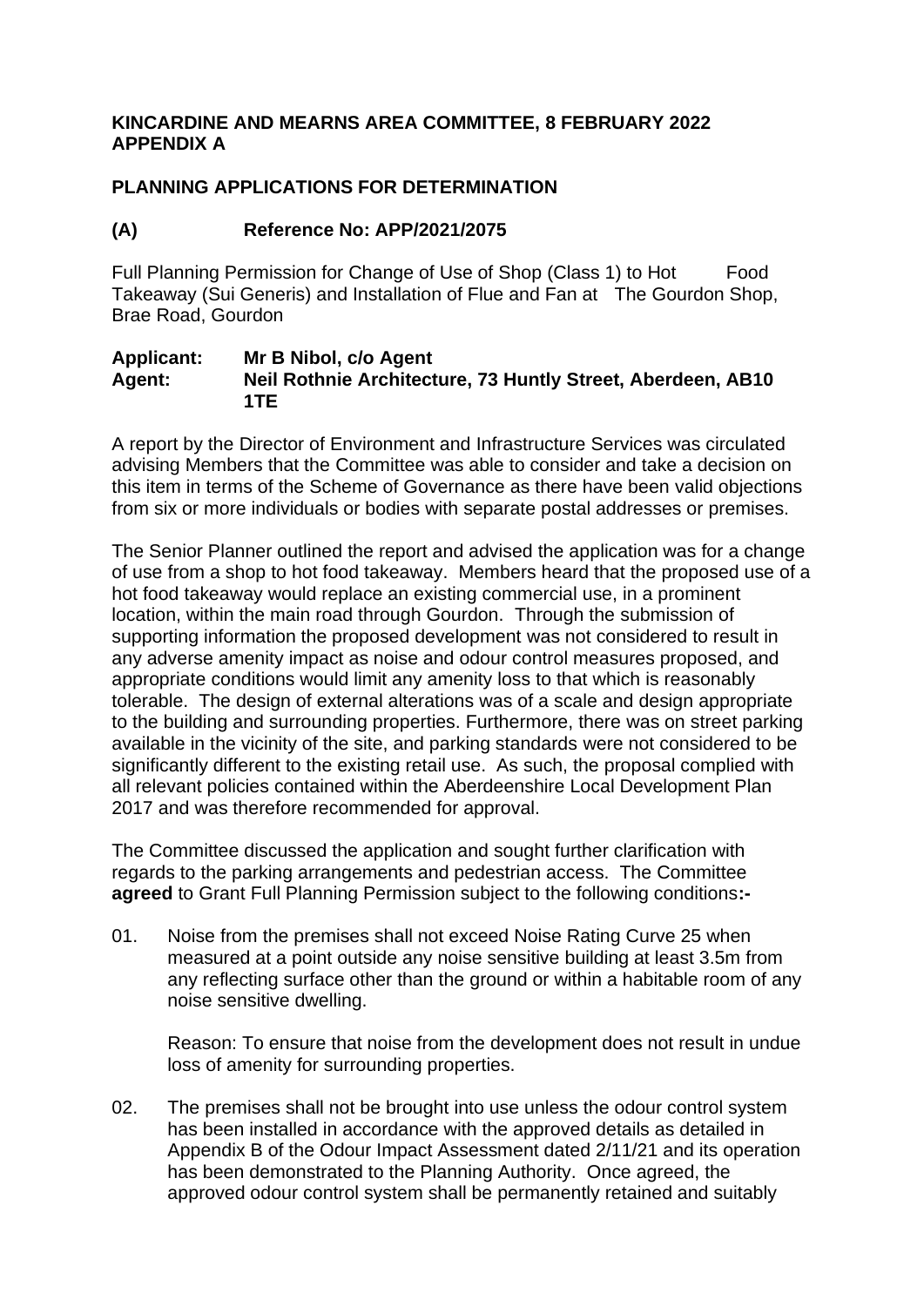**KINCARDINE AND MEARNS AREA COMMITTEE, 8 FEBRUARY 2022**
**APPENDIX A**

## PLANNING APPLICATIONS FOR DETERMINATION

### (A) Reference No: APP/2021/2075

Full Planning Permission for Change of Use of Shop (Class 1) to Hot Food Takeaway (Sui Generis) and Installation of Flue and Fan at The Gourdon Shop, Brae Road, Gourdon

**Applicant: Mr B Nibol, c/o Agent**
**Agent: Neil Rothnie Architecture, 73 Huntly Street, Aberdeen, AB10 1TE**

A report by the Director of Environment and Infrastructure Services was circulated advising Members that the Committee was able to consider and take a decision on this item in terms of the Scheme of Governance as there have been valid objections from six or more individuals or bodies with separate postal addresses or premises.

The Senior Planner outlined the report and advised the application was for a change of use from a shop to hot food takeaway. Members heard that the proposed use of a hot food takeaway would replace an existing commercial use, in a prominent location, within the main road through Gourdon. Through the submission of supporting information the proposed development was not considered to result in any adverse amenity impact as noise and odour control measures proposed, and appropriate conditions would limit any amenity loss to that which is reasonably tolerable. The design of external alterations was of a scale and design appropriate to the building and surrounding properties. Furthermore, there was on street parking available in the vicinity of the site, and parking standards were not considered to be significantly different to the existing retail use. As such, the proposal complied with all relevant policies contained within the Aberdeenshire Local Development Plan 2017 and was therefore recommended for approval.

The Committee discussed the application and sought further clarification with regards to the parking arrangements and pedestrian access. The Committee **agreed** to Grant Full Planning Permission subject to the following conditions**:-**

01. Noise from the premises shall not exceed Noise Rating Curve 25 when measured at a point outside any noise sensitive building at least 3.5m from any reflecting surface other than the ground or within a habitable room of any noise sensitive dwelling.

    Reason: To ensure that noise from the development does not result in undue loss of amenity for surrounding properties.

02. The premises shall not be brought into use unless the odour control system has been installed in accordance with the approved details as detailed in Appendix B of the Odour Impact Assessment dated 2/11/21 and its operation has been demonstrated to the Planning Authority. Once agreed, the approved odour control system shall be permanently retained and suitably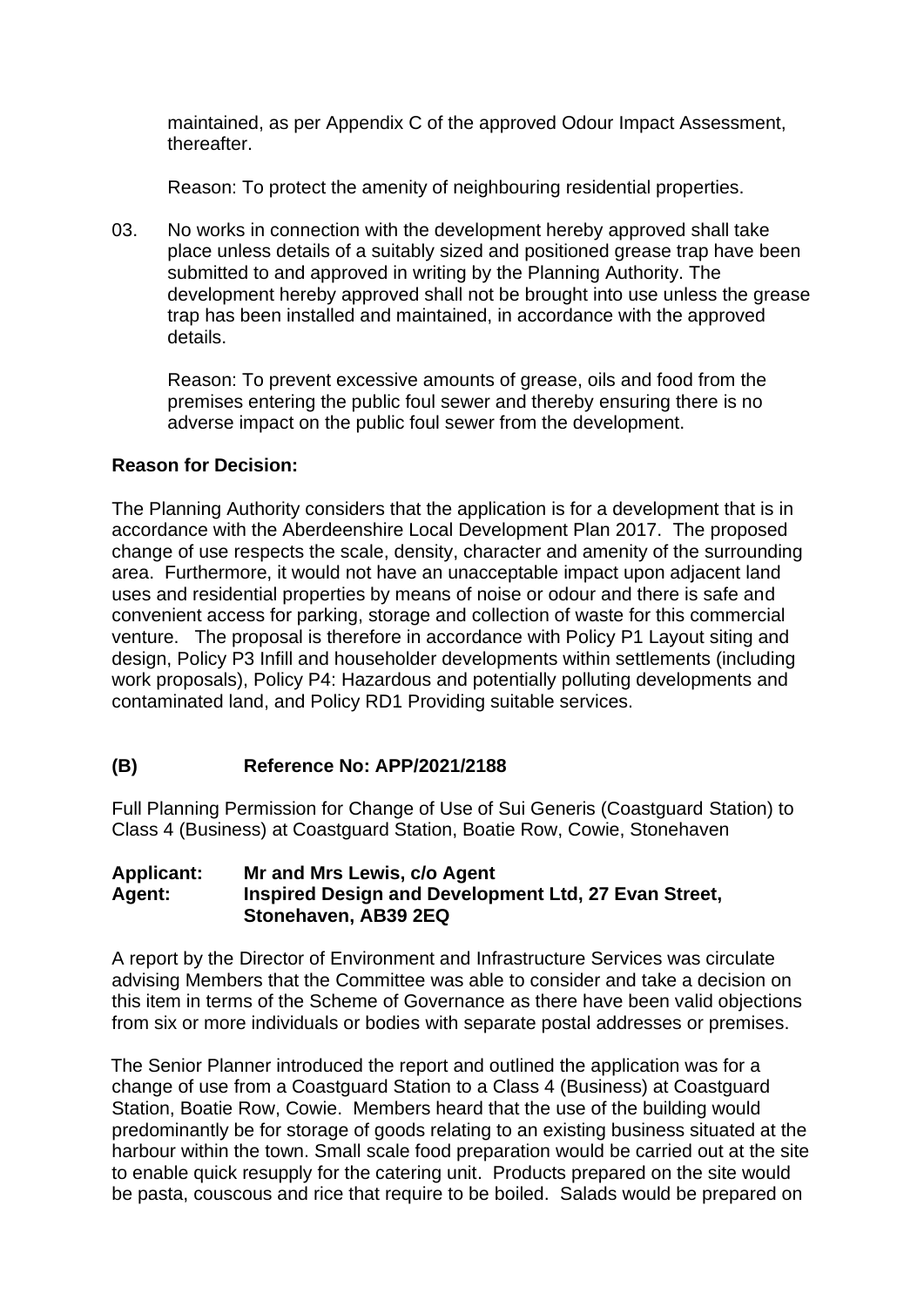maintained, as per Appendix C of the approved Odour Impact Assessment, thereafter.

Reason: To protect the amenity of neighbouring residential properties.

03. No works in connection with the development hereby approved shall take place unless details of a suitably sized and positioned grease trap have been submitted to and approved in writing by the Planning Authority. The development hereby approved shall not be brought into use unless the grease trap has been installed and maintained, in accordance with the approved details.

    Reason: To prevent excessive amounts of grease, oils and food from the premises entering the public foul sewer and thereby ensuring there is no adverse impact on the public foul sewer from the development.

**Reason for Decision:**

The Planning Authority considers that the application is for a development that is in accordance with the Aberdeenshire Local Development Plan 2017. The proposed change of use respects the scale, density, character and amenity of the surrounding area. Furthermore, it would not have an unacceptable impact upon adjacent land uses and residential properties by means of noise or odour and there is safe and convenient access for parking, storage and collection of waste for this commercial venture. The proposal is therefore in accordance with Policy P1 Layout siting and design, Policy P3 Infill and householder developments within settlements (including work proposals), Policy P4: Hazardous and potentially polluting developments and contaminated land, and Policy RD1 Providing suitable services.

## (B) Reference No: APP/2021/2188

Full Planning Permission for Change of Use of Sui Generis (Coastguard Station) to Class 4 (Business) at Coastguard Station, Boatie Row, Cowie, Stonehaven

**Applicant:** **Mr and Mrs Lewis, c/o Agent**
**Agent:** **Inspired Design and Development Ltd, 27 Evan Street, Stonehaven, AB39 2EQ**

A report by the Director of Environment and Infrastructure Services was circulate advising Members that the Committee was able to consider and take a decision on this item in terms of the Scheme of Governance as there have been valid objections from six or more individuals or bodies with separate postal addresses or premises.

The Senior Planner introduced the report and outlined the application was for a change of use from a Coastguard Station to a Class 4 (Business) at Coastguard Station, Boatie Row, Cowie. Members heard that the use of the building would predominantly be for storage of goods relating to an existing business situated at the harbour within the town. Small scale food preparation would be carried out at the site to enable quick resupply for the catering unit. Products prepared on the site would be pasta, couscous and rice that require to be boiled. Salads would be prepared on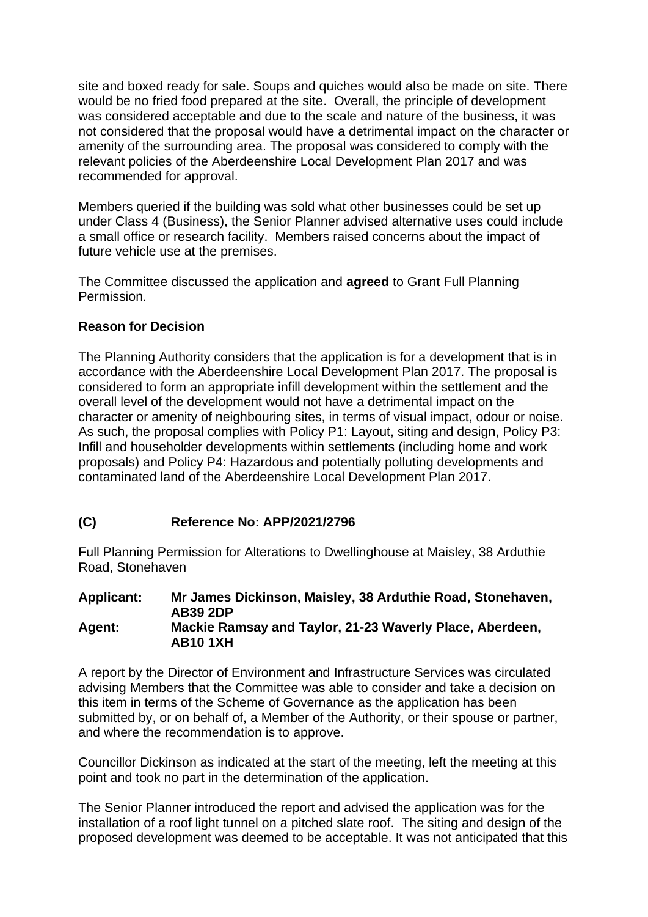site and boxed ready for sale. Soups and quiches would also be made on site. There would be no fried food prepared at the site. Overall, the principle of development was considered acceptable and due to the scale and nature of the business, it was not considered that the proposal would have a detrimental impact on the character or amenity of the surrounding area. The proposal was considered to comply with the relevant policies of the Aberdeenshire Local Development Plan 2017 and was recommended for approval.

Members queried if the building was sold what other businesses could be set up under Class 4 (Business), the Senior Planner advised alternative uses could include a small office or research facility. Members raised concerns about the impact of future vehicle use at the premises.

The Committee discussed the application and **agreed** to Grant Full Planning Permission.

**Reason for Decision**

The Planning Authority considers that the application is for a development that is in accordance with the Aberdeenshire Local Development Plan 2017. The proposal is considered to form an appropriate infill development within the settlement and the overall level of the development would not have a detrimental impact on the character or amenity of neighbouring sites, in terms of visual impact, odour or noise. As such, the proposal complies with Policy P1: Layout, siting and design, Policy P3: Infill and householder developments within settlements (including home and work proposals) and Policy P4: Hazardous and potentially polluting developments and contaminated land of the Aberdeenshire Local Development Plan 2017.

## (C) Reference No: APP/2021/2796

Full Planning Permission for Alterations to Dwellinghouse at Maisley, 38 Arduthie Road, Stonehaven

**Applicant:** **Mr James Dickinson, Maisley, 38 Arduthie Road, Stonehaven, AB39 2DP**
**Agent:** **Mackie Ramsay and Taylor, 21-23 Waverly Place, Aberdeen, AB10 1XH**

A report by the Director of Environment and Infrastructure Services was circulated advising Members that the Committee was able to consider and take a decision on this item in terms of the Scheme of Governance as the application has been submitted by, or on behalf of, a Member of the Authority, or their spouse or partner, and where the recommendation is to approve.

Councillor Dickinson as indicated at the start of the meeting, left the meeting at this point and took no part in the determination of the application.

The Senior Planner introduced the report and advised the application was for the installation of a roof light tunnel on a pitched slate roof. The siting and design of the proposed development was deemed to be acceptable. It was not anticipated that this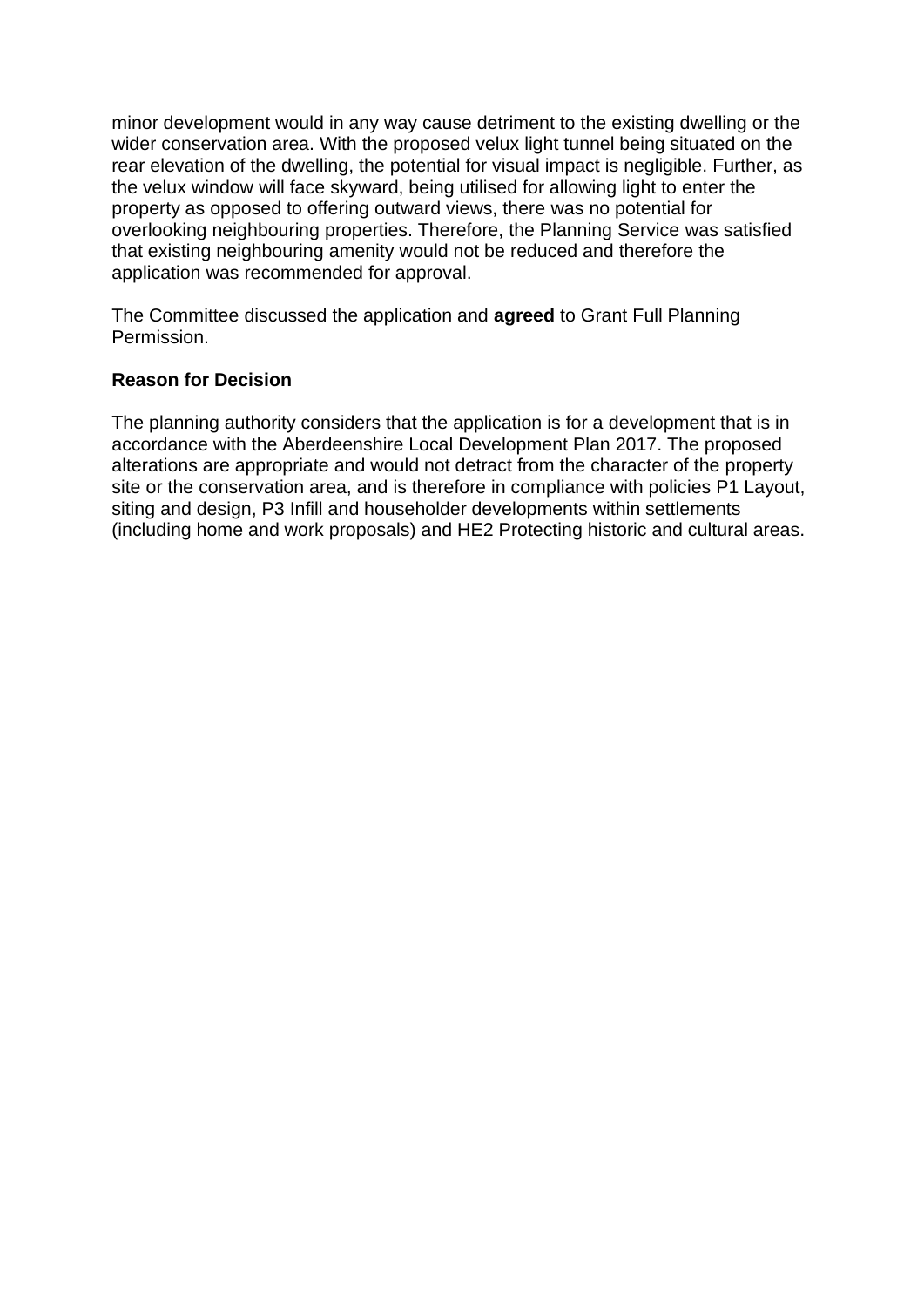minor development would in any way cause detriment to the existing dwelling or the wider conservation area. With the proposed velux light tunnel being situated on the rear elevation of the dwelling, the potential for visual impact is negligible. Further, as the velux window will face skyward, being utilised for allowing light to enter the property as opposed to offering outward views, there was no potential for overlooking neighbouring properties. Therefore, the Planning Service was satisfied that existing neighbouring amenity would not be reduced and therefore the application was recommended for approval.

The Committee discussed the application and **agreed** to Grant Full Planning Permission.

**Reason for Decision**

The planning authority considers that the application is for a development that is in accordance with the Aberdeenshire Local Development Plan 2017. The proposed alterations are appropriate and would not detract from the character of the property site or the conservation area, and is therefore in compliance with policies P1 Layout, siting and design, P3 Infill and householder developments within settlements (including home and work proposals) and HE2 Protecting historic and cultural areas.